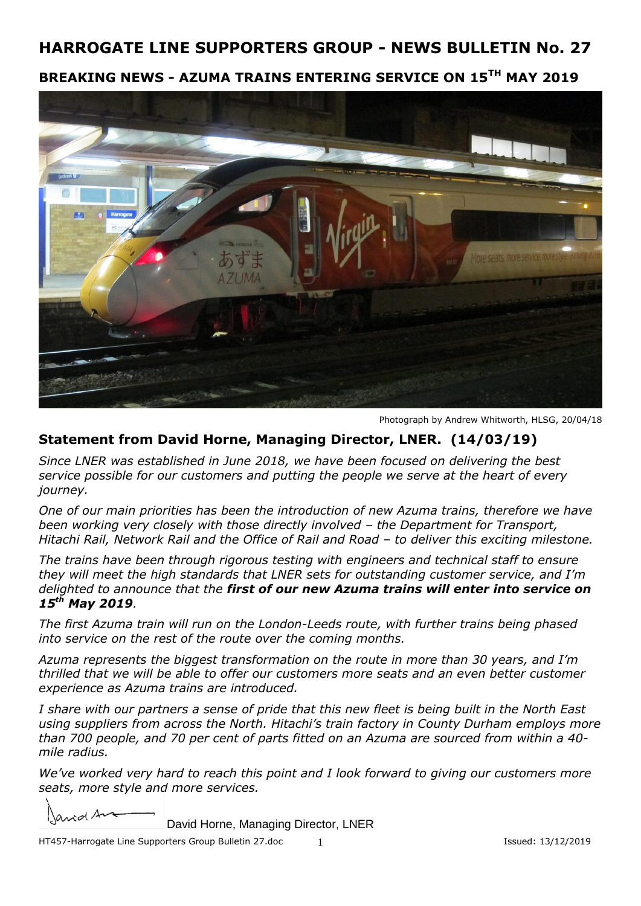# HARROGATE LINE SUPPORTERS GROUP - NEWS BULLETIN No. 27

## BREAKING NEWS - AZUMA TRAINS ENTERING SERVICE ON 15TH MAY 2019

Photograph by Andrew Whitworth, HLSG, 20/04/18

### Statement from David Horne, Managing Director, LNER. (14/03/19)

*Since LNER was established in June 2018, we have been focused on delivering the best service possible for our customers and putting the people we serve at the heart of every journey.*

*One of our main priorities has been the introduction of new Azuma trains, therefore we have been working very closely with those directly involved – the Department for Transport, Hitachi Rail, Network Rail and the Office of Rail and Road – to deliver this exciting milestone.*

*The trains have been through rigorous testing with engineers and technical staff to ensure they will meet the high standards that LNER sets for outstanding customer service, and I'm delighted to announce that the* ***first of our new Azuma trains will enter into service on 15th May 2019****.*

*The first Azuma train will run on the London-Leeds route, with further trains being phased into service on the rest of the route over the coming months.*

*Azuma represents the biggest transformation on the route in more than 30 years, and I'm thrilled that we will be able to offer our customers more seats and an even better customer experience as Azuma trains are introduced.*

*I share with our partners a sense of pride that this new fleet is being built in the North East using suppliers from across the North. Hitachi's train factory in County Durham employs more than 700 people, and 70 per cent of parts fitted on an Azuma are sourced from within a 40-mile radius.*

*We've worked very hard to reach this point and I look forward to giving our customers more seats, more style and more services.*

David Horne, Managing Director, LNER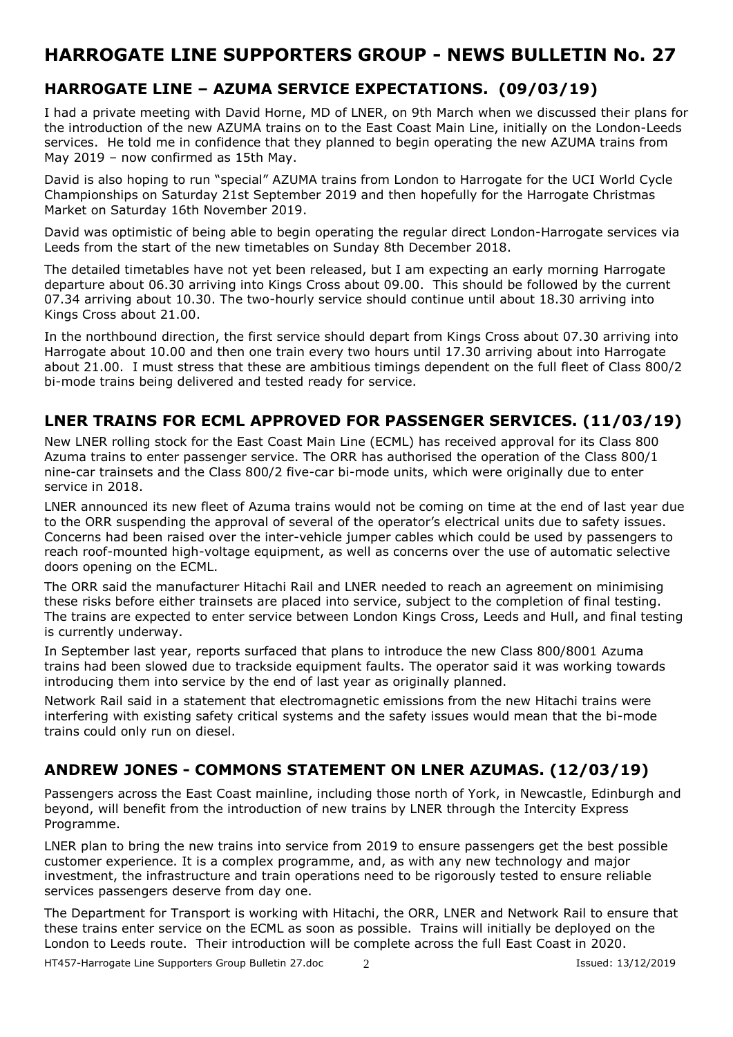# HARROGATE LINE SUPPORTERS GROUP - NEWS BULLETIN No. 27

## HARROGATE LINE – AZUMA SERVICE EXPECTATIONS. (09/03/19)

I had a private meeting with David Horne, MD of LNER, on 9th March when we discussed their plans for the introduction of the new AZUMA trains on to the East Coast Main Line, initially on the London-Leeds services. He told me in confidence that they planned to begin operating the new AZUMA trains from May 2019 – now confirmed as 15th May.

David is also hoping to run "special" AZUMA trains from London to Harrogate for the UCI World Cycle Championships on Saturday 21st September 2019 and then hopefully for the Harrogate Christmas Market on Saturday 16th November 2019.

David was optimistic of being able to begin operating the regular direct London-Harrogate services via Leeds from the start of the new timetables on Sunday 8th December 2018.

The detailed timetables have not yet been released, but I am expecting an early morning Harrogate departure about 06.30 arriving into Kings Cross about 09.00. This should be followed by the current 07.34 arriving about 10.30. The two-hourly service should continue until about 18.30 arriving into Kings Cross about 21.00.

In the northbound direction, the first service should depart from Kings Cross about 07.30 arriving into Harrogate about 10.00 and then one train every two hours until 17.30 arriving about into Harrogate about 21.00. I must stress that these are ambitious timings dependent on the full fleet of Class 800/2 bi-mode trains being delivered and tested ready for service.

## LNER TRAINS FOR ECML APPROVED FOR PASSENGER SERVICES. (11/03/19)

New LNER rolling stock for the East Coast Main Line (ECML) has received approval for its Class 800 Azuma trains to enter passenger service. The ORR has authorised the operation of the Class 800/1 nine-car trainsets and the Class 800/2 five-car bi-mode units, which were originally due to enter service in 2018.

LNER announced its new fleet of Azuma trains would not be coming on time at the end of last year due to the ORR suspending the approval of several of the operator's electrical units due to safety issues. Concerns had been raised over the inter-vehicle jumper cables which could be used by passengers to reach roof-mounted high-voltage equipment, as well as concerns over the use of automatic selective doors opening on the ECML.

The ORR said the manufacturer Hitachi Rail and LNER needed to reach an agreement on minimising these risks before either trainsets are placed into service, subject to the completion of final testing. The trains are expected to enter service between London Kings Cross, Leeds and Hull, and final testing is currently underway.

In September last year, reports surfaced that plans to introduce the new Class 800/8001 Azuma trains had been slowed due to trackside equipment faults. The operator said it was working towards introducing them into service by the end of last year as originally planned.

Network Rail said in a statement that electromagnetic emissions from the new Hitachi trains were interfering with existing safety critical systems and the safety issues would mean that the bi-mode trains could only run on diesel.

## ANDREW JONES - COMMONS STATEMENT ON LNER AZUMAS. (12/03/19)

Passengers across the East Coast mainline, including those north of York, in Newcastle, Edinburgh and beyond, will benefit from the introduction of new trains by LNER through the Intercity Express Programme.

LNER plan to bring the new trains into service from 2019 to ensure passengers get the best possible customer experience. It is a complex programme, and, as with any new technology and major investment, the infrastructure and train operations need to be rigorously tested to ensure reliable services passengers deserve from day one.

The Department for Transport is working with Hitachi, the ORR, LNER and Network Rail to ensure that these trains enter service on the ECML as soon as possible. Trains will initially be deployed on the London to Leeds route. Their introduction will be complete across the full East Coast in 2020.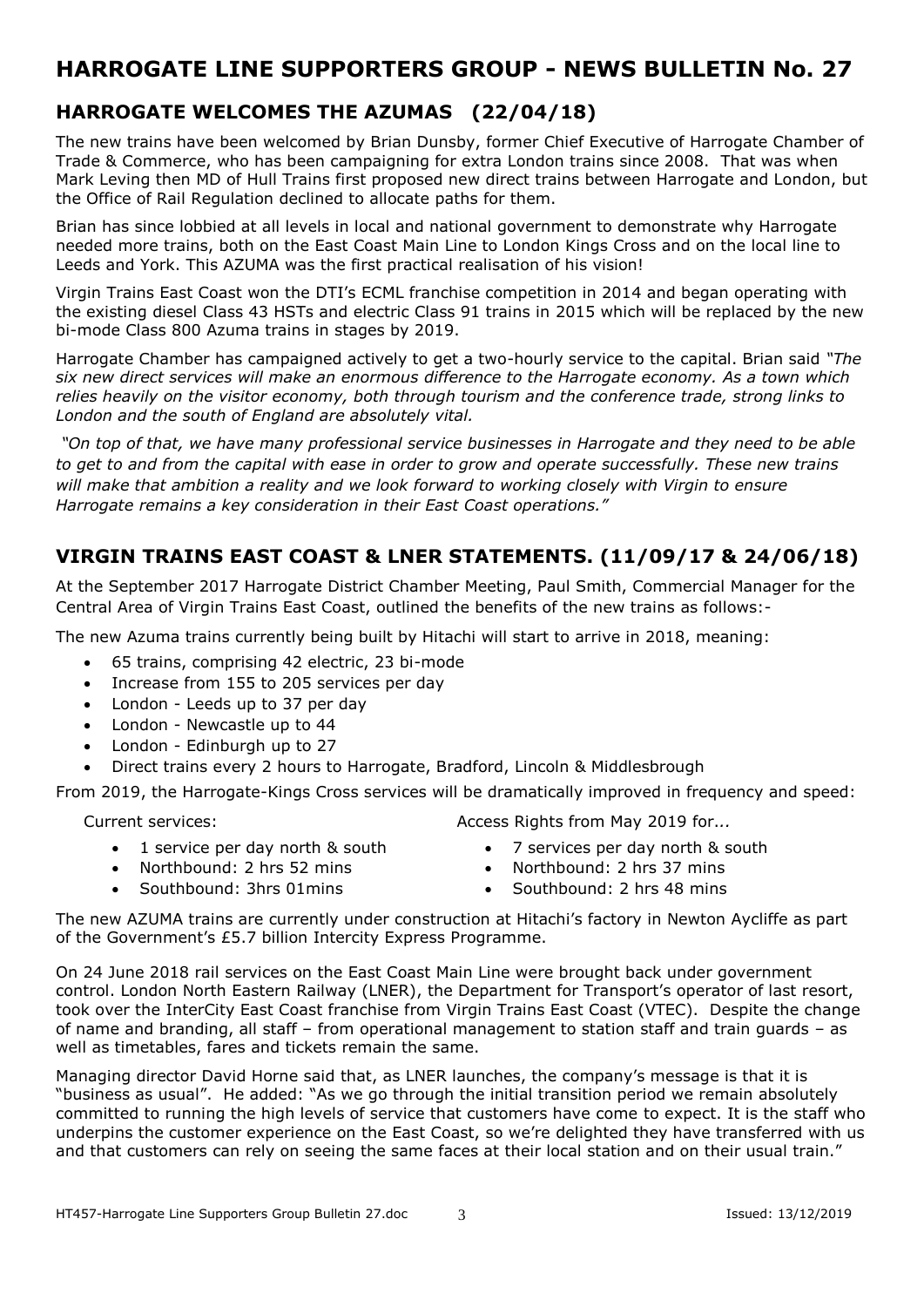# HARROGATE LINE SUPPORTERS GROUP - NEWS BULLETIN No. 27

## HARROGATE WELCOMES THE AZUMAS (22/04/18)

The new trains have been welcomed by Brian Dunsby, former Chief Executive of Harrogate Chamber of Trade & Commerce, who has been campaigning for extra London trains since 2008. That was when Mark Leving then MD of Hull Trains first proposed new direct trains between Harrogate and London, but the Office of Rail Regulation declined to allocate paths for them.

Brian has since lobbied at all levels in local and national government to demonstrate why Harrogate needed more trains, both on the East Coast Main Line to London Kings Cross and on the local line to Leeds and York. This AZUMA was the first practical realisation of his vision!

Virgin Trains East Coast won the DTI's ECML franchise competition in 2014 and began operating with the existing diesel Class 43 HSTs and electric Class 91 trains in 2015 which will be replaced by the new bi-mode Class 800 Azuma trains in stages by 2019.

Harrogate Chamber has campaigned actively to get a two-hourly service to the capital. Brian said *"The six new direct services will make an enormous difference to the Harrogate economy. As a town which relies heavily on the visitor economy, both through tourism and the conference trade, strong links to London and the south of England are absolutely vital.*

*"On top of that, we have many professional service businesses in Harrogate and they need to be able to get to and from the capital with ease in order to grow and operate successfully. These new trains will make that ambition a reality and we look forward to working closely with Virgin to ensure Harrogate remains a key consideration in their East Coast operations."*

## VIRGIN TRAINS EAST COAST & LNER STATEMENTS. (11/09/17 & 24/06/18)

At the September 2017 Harrogate District Chamber Meeting, Paul Smith, Commercial Manager for the Central Area of Virgin Trains East Coast, outlined the benefits of the new trains as follows:-

The new Azuma trains currently being built by Hitachi will start to arrive in 2018, meaning:

- 65 trains, comprising 42 electric, 23 bi-mode
- Increase from 155 to 205 services per day
- London - Leeds up to 37 per day
- London - Newcastle up to 44
- London - Edinburgh up to 27
- Direct trains every 2 hours to Harrogate, Bradford, Lincoln & Middlesbrough

From 2019, the Harrogate-Kings Cross services will be dramatically improved in frequency and speed:

Current services:

- 1 service per day north & south
- Northbound: 2 hrs 52 mins
- Southbound: 3hrs 01mins

Access Rights from May 2019 for...

- 7 services per day north & south
- Northbound: 2 hrs 37 mins
- Southbound: 2 hrs 48 mins

The new AZUMA trains are currently under construction at Hitachi's factory in Newton Aycliffe as part of the Government's £5.7 billion Intercity Express Programme.

On 24 June 2018 rail services on the East Coast Main Line were brought back under government control. London North Eastern Railway (LNER), the Department for Transport's operator of last resort, took over the InterCity East Coast franchise from Virgin Trains East Coast (VTEC). Despite the change of name and branding, all staff – from operational management to station staff and train guards – as well as timetables, fares and tickets remain the same.

Managing director David Horne said that, as LNER launches, the company's message is that it is "business as usual". He added: "As we go through the initial transition period we remain absolutely committed to running the high levels of service that customers have come to expect. It is the staff who underpins the customer experience on the East Coast, so we're delighted they have transferred with us and that customers can rely on seeing the same faces at their local station and on their usual train."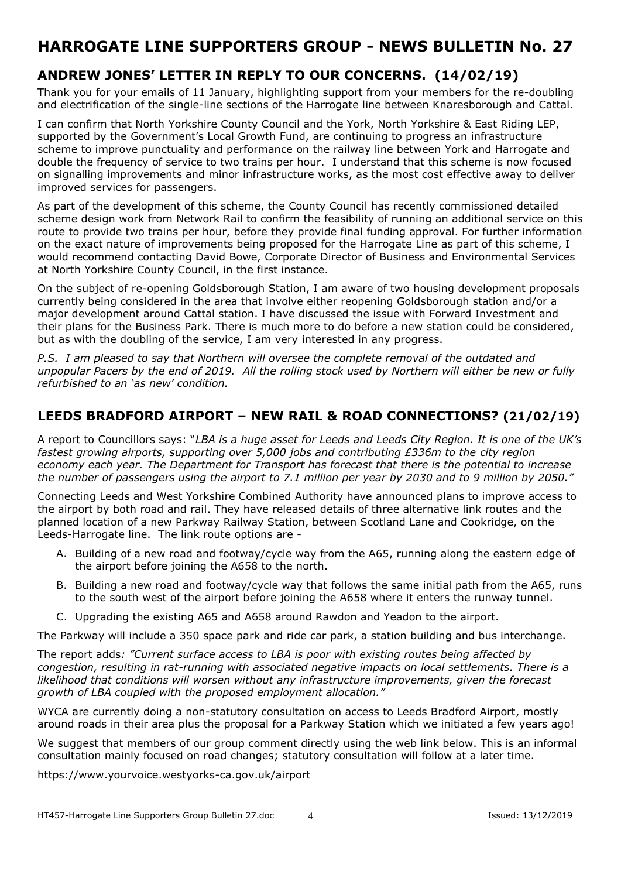# HARROGATE LINE SUPPORTERS GROUP - NEWS BULLETIN No. 27

## ANDREW JONES' LETTER IN REPLY TO OUR CONCERNS. (14/02/19)

Thank you for your emails of 11 January, highlighting support from your members for the re-doubling and electrification of the single-line sections of the Harrogate line between Knaresborough and Cattal.

I can confirm that North Yorkshire County Council and the York, North Yorkshire & East Riding LEP, supported by the Government's Local Growth Fund, are continuing to progress an infrastructure scheme to improve punctuality and performance on the railway line between York and Harrogate and double the frequency of service to two trains per hour. I understand that this scheme is now focused on signalling improvements and minor infrastructure works, as the most cost effective away to deliver improved services for passengers.

As part of the development of this scheme, the County Council has recently commissioned detailed scheme design work from Network Rail to confirm the feasibility of running an additional service on this route to provide two trains per hour, before they provide final funding approval. For further information on the exact nature of improvements being proposed for the Harrogate Line as part of this scheme, I would recommend contacting David Bowe, Corporate Director of Business and Environmental Services at North Yorkshire County Council, in the first instance.

On the subject of re-opening Goldsborough Station, I am aware of two housing development proposals currently being considered in the area that involve either reopening Goldsborough station and/or a major development around Cattal station. I have discussed the issue with Forward Investment and their plans for the Business Park. There is much more to do before a new station could be considered, but as with the doubling of the service, I am very interested in any progress.

*P.S. I am pleased to say that Northern will oversee the complete removal of the outdated and unpopular Pacers by the end of 2019. All the rolling stock used by Northern will either be new or fully refurbished to an 'as new' condition.*

## LEEDS BRADFORD AIRPORT – NEW RAIL & ROAD CONNECTIONS? (21/02/19)

A report to Councillors says: "*LBA is a huge asset for Leeds and Leeds City Region. It is one of the UK's fastest growing airports, supporting over 5,000 jobs and contributing £336m to the city region economy each year. The Department for Transport has forecast that there is the potential to increase the number of passengers using the airport to 7.1 million per year by 2030 and to 9 million by 2050."*

Connecting Leeds and West Yorkshire Combined Authority have announced plans to improve access to the airport by both road and rail. They have released details of three alternative link routes and the planned location of a new Parkway Railway Station, between Scotland Lane and Cookridge, on the Leeds-Harrogate line. The link route options are -

A. Building of a new road and footway/cycle way from the A65, running along the eastern edge of the airport before joining the A658 to the north.
B. Building a new road and footway/cycle way that follows the same initial path from the A65, runs to the south west of the airport before joining the A658 where it enters the runway tunnel.
C. Upgrading the existing A65 and A658 around Rawdon and Yeadon to the airport.

The Parkway will include a 350 space park and ride car park, a station building and bus interchange.

The report adds*: "Current surface access to LBA is poor with existing routes being affected by congestion, resulting in rat-running with associated negative impacts on local settlements. There is a likelihood that conditions will worsen without any infrastructure improvements, given the forecast growth of LBA coupled with the proposed employment allocation."*

WYCA are currently doing a non-statutory consultation on access to Leeds Bradford Airport, mostly around roads in their area plus the proposal for a Parkway Station which we initiated a few years ago!

We suggest that members of our group comment directly using the web link below. This is an informal consultation mainly focused on road changes; statutory consultation will follow at a later time.

https://www.yourvoice.westyorks-ca.gov.uk/airport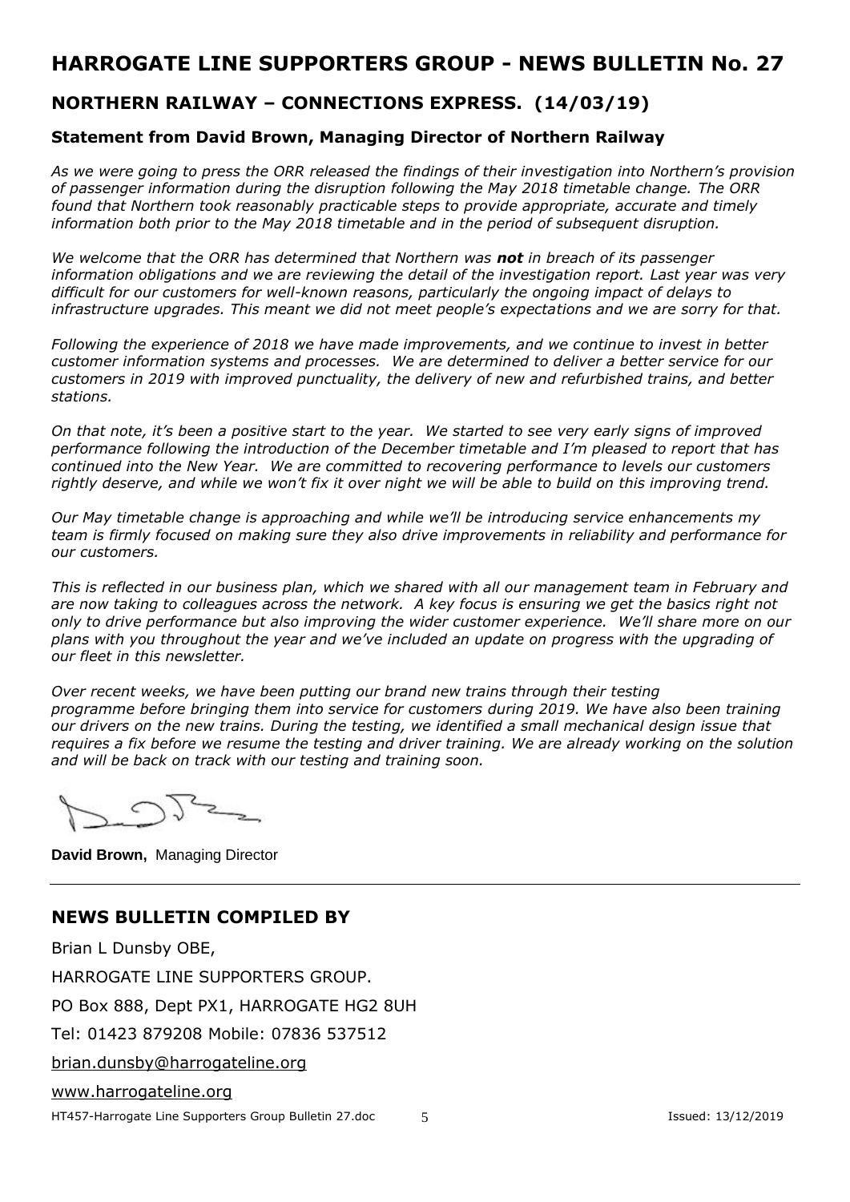# HARROGATE LINE SUPPORTERS GROUP - NEWS BULLETIN No. 27

## NORTHERN RAILWAY – CONNECTIONS EXPRESS. (14/03/19)

### Statement from David Brown, Managing Director of Northern Railway

*As we were going to press the ORR released the findings of their investigation into Northern's provision of passenger information during the disruption following the May 2018 timetable change. The ORR found that Northern took reasonably practicable steps to provide appropriate, accurate and timely information both prior to the May 2018 timetable and in the period of subsequent disruption.*

*We welcome that the ORR has determined that Northern was **not** in breach of its passenger information obligations and we are reviewing the detail of the investigation report. Last year was very difficult for our customers for well-known reasons, particularly the ongoing impact of delays to infrastructure upgrades. This meant we did not meet people's expectations and we are sorry for that.*

*Following the experience of 2018 we have made improvements, and we continue to invest in better customer information systems and processes. We are determined to deliver a better service for our customers in 2019 with improved punctuality, the delivery of new and refurbished trains, and better stations.*

*On that note, it's been a positive start to the year. We started to see very early signs of improved performance following the introduction of the December timetable and I'm pleased to report that has continued into the New Year. We are committed to recovering performance to levels our customers rightly deserve, and while we won't fix it over night we will be able to build on this improving trend.*

*Our May timetable change is approaching and while we'll be introducing service enhancements my team is firmly focused on making sure they also drive improvements in reliability and performance for our customers.*

*This is reflected in our business plan, which we shared with all our management team in February and are now taking to colleagues across the network. A key focus is ensuring we get the basics right not only to drive performance but also improving the wider customer experience. We'll share more on our plans with you throughout the year and we've included an update on progress with the upgrading of our fleet in this newsletter.*

*Over recent weeks, we have been putting our brand new trains through their testing programme before bringing them into service for customers during 2019. We have also been training our drivers on the new trains. During the testing, we identified a small mechanical design issue that requires a fix before we resume the testing and driver training. We are already working on the solution and will be back on track with our testing and training soon.*

**David Brown,** Managing Director

---

## NEWS BULLETIN COMPILED BY

Brian L Dunsby OBE,

HARROGATE LINE SUPPORTERS GROUP.

PO Box 888, Dept PX1, HARROGATE HG2 8UH

Tel: 01423 879208 Mobile: 07836 537512

brian.dunsby@harrogateline.org

www.harrogateline.org